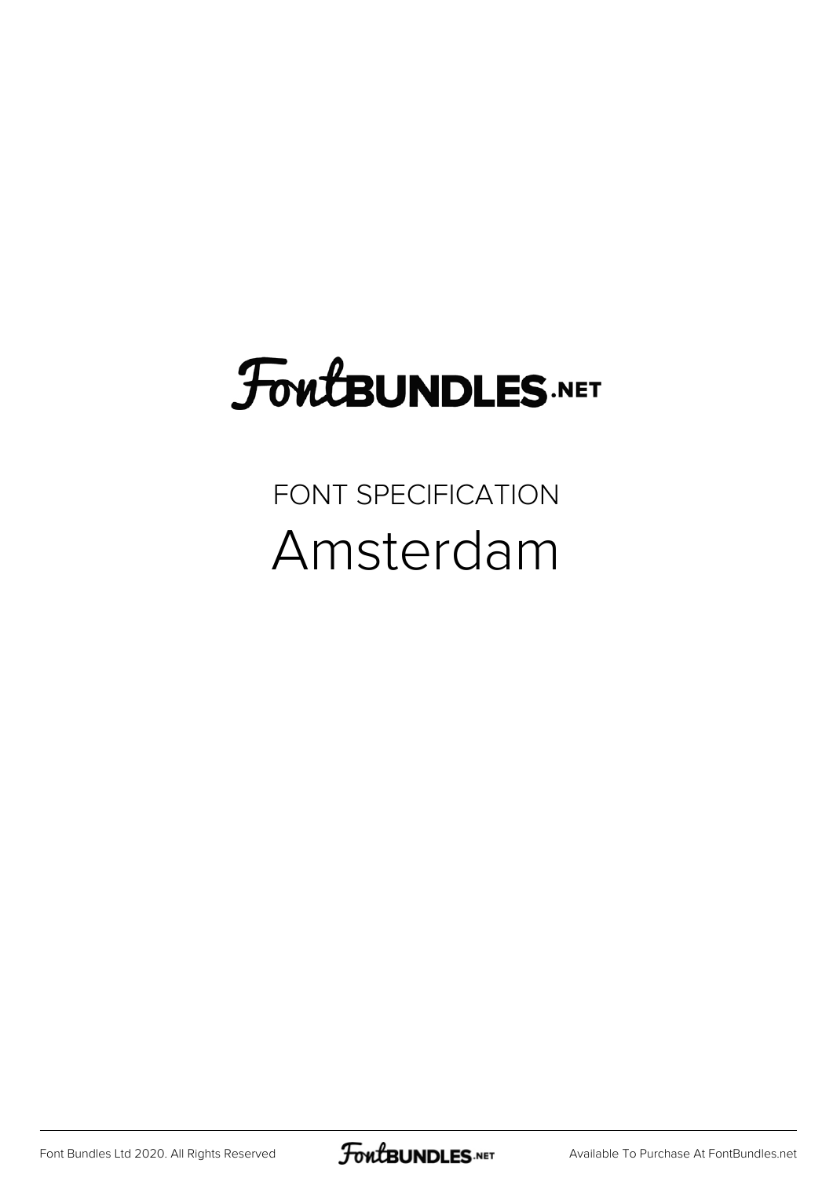# FontBUNDLES.NET

FONT SPECIFICATION

## Amsterdam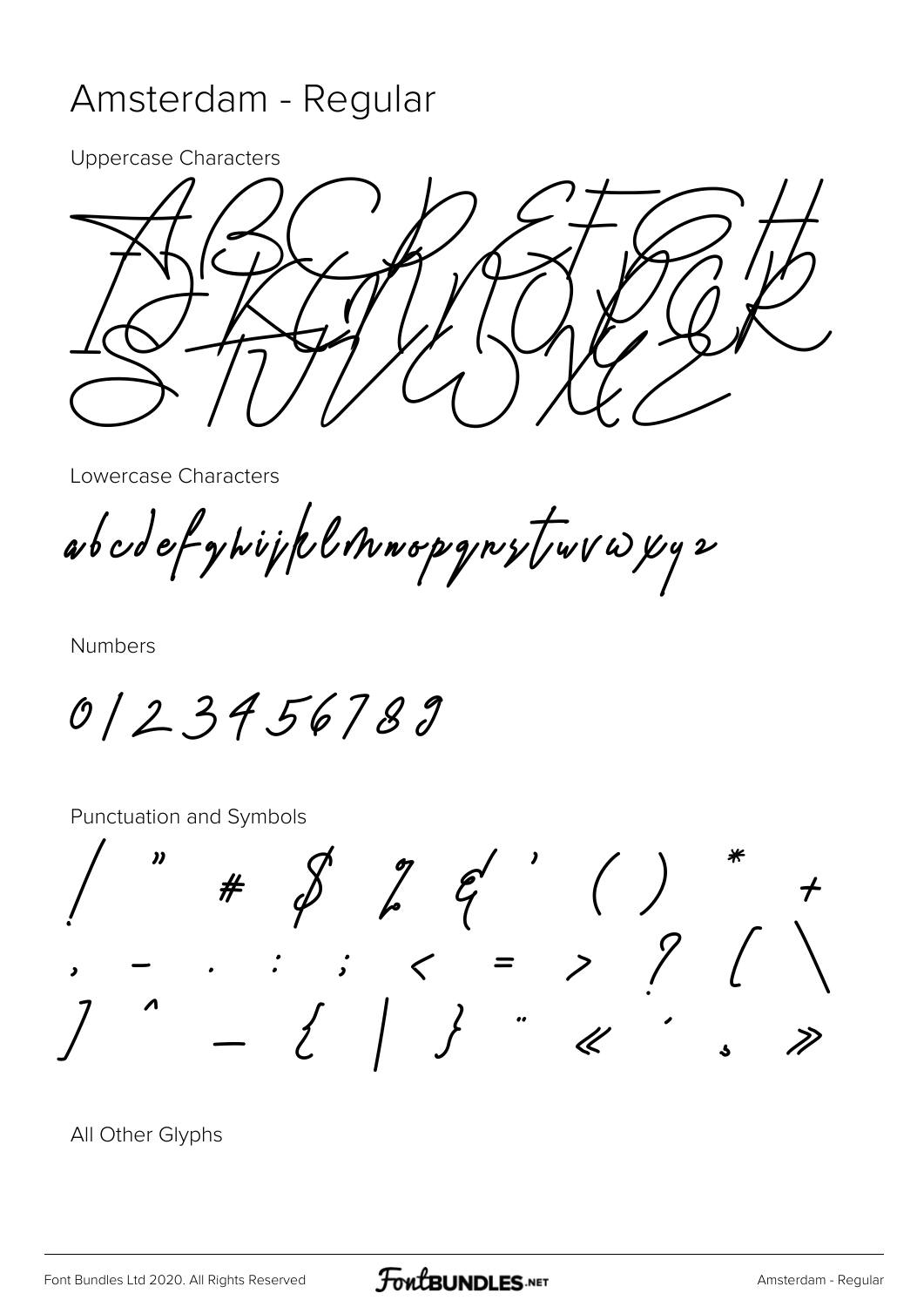# Amsterdam - Regular

Uppercase Characters

ABCDEFGHIJKLMNOPQRSTUVWXYZ

Lowercase Characters

abcdefghijklmnopqrstuvwxyz

Numbers

0123456789

Punctuation and Symbols

! " # $ % & ' ( ) * + , - . : ; < = > ? [ \ ] ^ _ { | } ¨ « ´ ¸ »

All Other Glyphs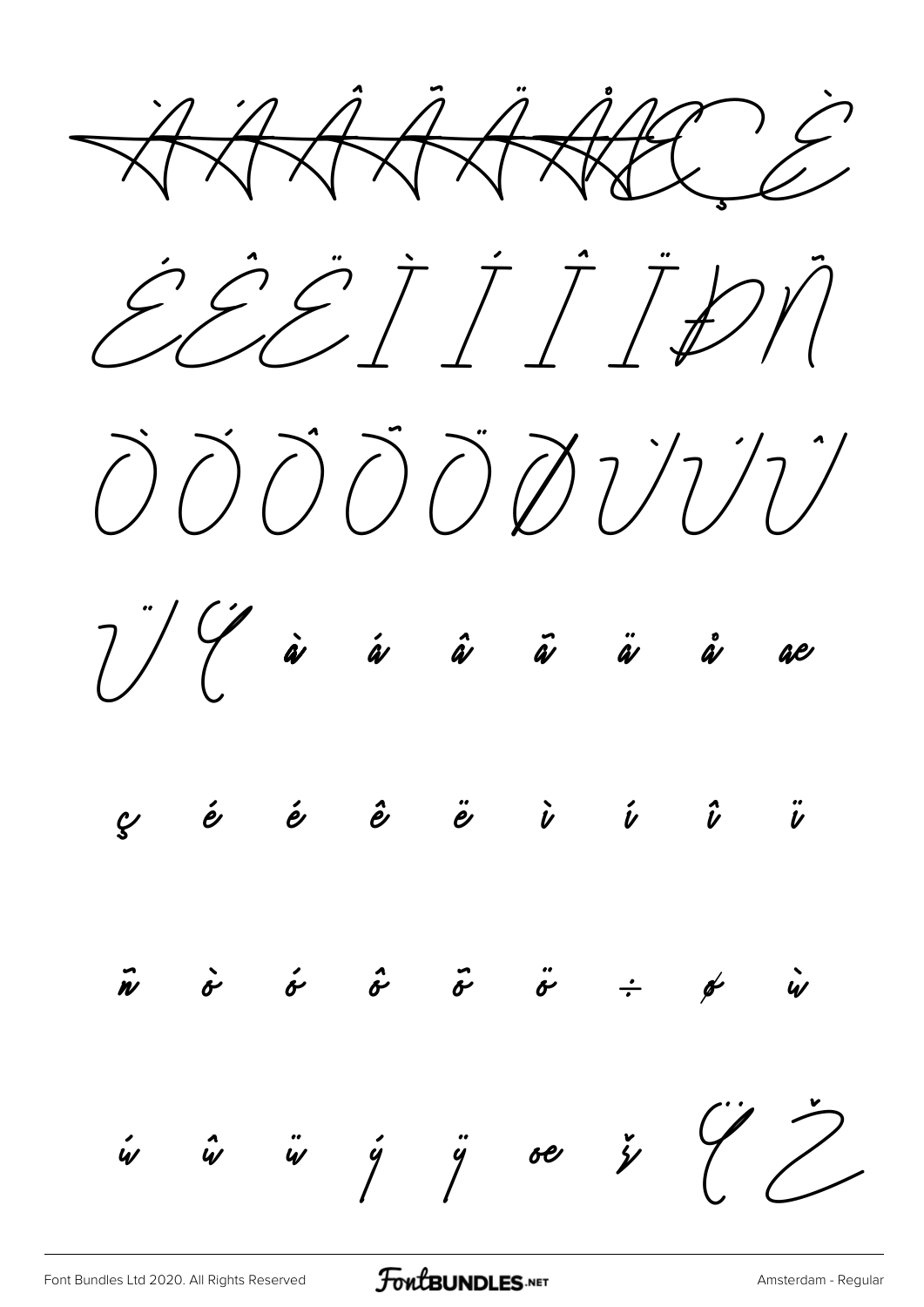À Á Â Ã Ä Å Æ Ç È

É Ê Ë Ì Í Î Ï Ð Ñ

Ò Ó Ô Õ Ö Ø Ù Ú Û

Ü Ý à á â ã ä å æ

ç è é ê ë ì í î ï

ñ ò ó ô õ ö ÷ ø ù

ú û ü ý ÿ œ ž Ÿ Ž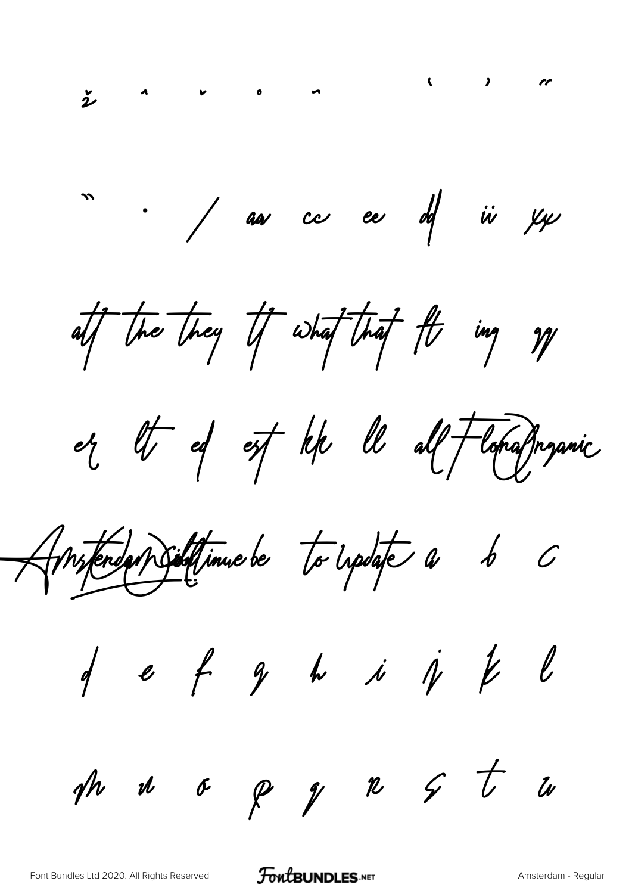˛ ˆ ˇ ˚ ˜ ‘ ’ “

” · / aa cc ee dd ii yy

at the they tt what that ft ing gg

er lt ed est kk ll all Floral Organic

Amsterdam Continue be to update a b c

d e f g h i j k l

m n o p q r s t u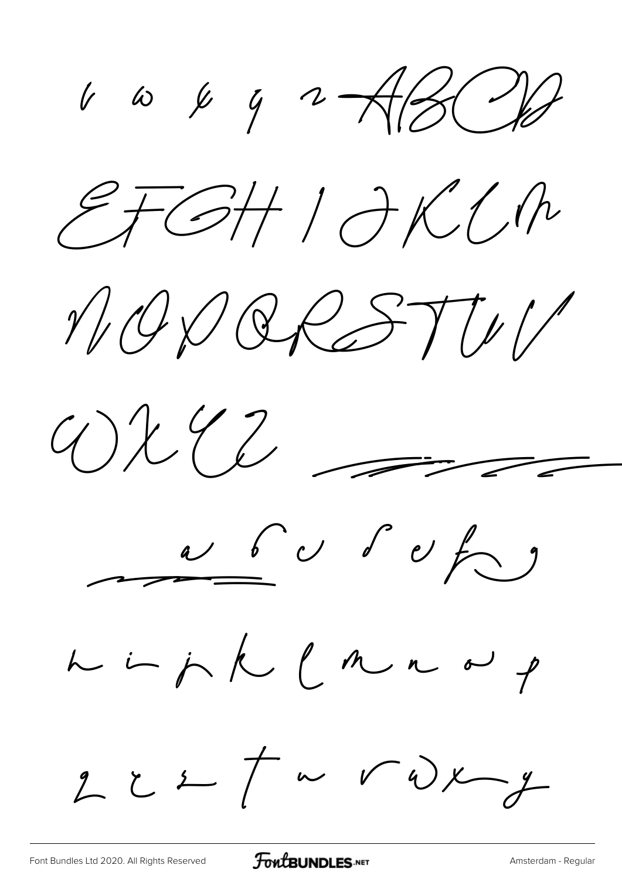6 ω 8 9 2 - A B C D

E F G H I J K L M

N O P Q R S T U V

W X Y Z

a b c d e f g

h i j k l m n o p

q r s t u v w x y